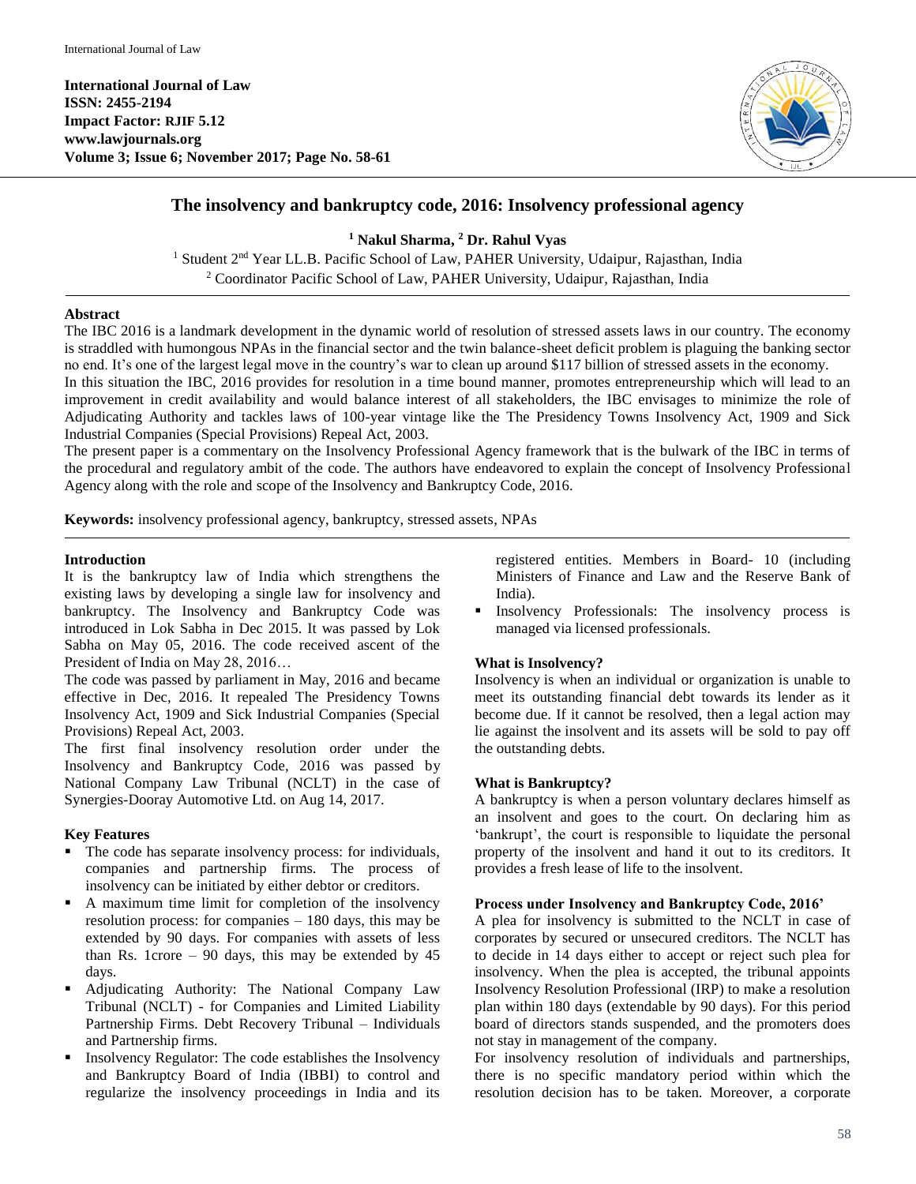**International Journal of Law**
**ISSN: 2455-2194**
**Impact Factor: RJIF 5.12**
**www.lawjournals.org**
**Volume 3; Issue 6; November 2017; Page No. 58-61**

# The insolvency and bankruptcy code, 2016: Insolvency professional agency

**[1] Nakul Sharma, [2] Dr. Rahul Vyas**

[1] Student 2nd Year LL.B. Pacific School of Law, PAHER University, Udaipur, Rajasthan, India
[2] Coordinator Pacific School of Law, PAHER University, Udaipur, Rajasthan, India

## Abstract

The IBC 2016 is a landmark development in the dynamic world of resolution of stressed assets laws in our country. The economy is straddled with humongous NPAs in the financial sector and the twin balance-sheet deficit problem is plaguing the banking sector no end. It's one of the largest legal move in the country's war to clean up around $117 billion of stressed assets in the economy.

In this situation the IBC, 2016 provides for resolution in a time bound manner, promotes entrepreneurship which will lead to an improvement in credit availability and would balance interest of all stakeholders, the IBC envisages to minimize the role of Adjudicating Authority and tackles laws of 100-year vintage like the The Presidency Towns Insolvency Act, 1909 and Sick Industrial Companies (Special Provisions) Repeal Act, 2003.

The present paper is a commentary on the Insolvency Professional Agency framework that is the bulwark of the IBC in terms of the procedural and regulatory ambit of the code. The authors have endeavored to explain the concept of Insolvency Professional Agency along with the role and scope of the Insolvency and Bankruptcy Code, 2016.

**Keywords:** insolvency professional agency, bankruptcy, stressed assets, NPAs

## Introduction

It is the bankruptcy law of India which strengthens the existing laws by developing a single law for insolvency and bankruptcy. The Insolvency and Bankruptcy Code was introduced in Lok Sabha in Dec 2015. It was passed by Lok Sabha on May 05, 2016. The code received ascent of the President of India on May 28, 2016…

The code was passed by parliament in May, 2016 and became effective in Dec, 2016. It repealed The Presidency Towns Insolvency Act, 1909 and Sick Industrial Companies (Special Provisions) Repeal Act, 2003.

The first final insolvency resolution order under the Insolvency and Bankruptcy Code, 2016 was passed by National Company Law Tribunal (NCLT) in the case of Synergies-Dooray Automotive Ltd. on Aug 14, 2017.

### Key Features

- The code has separate insolvency process: for individuals, companies and partnership firms. The process of insolvency can be initiated by either debtor or creditors.
- A maximum time limit for completion of the insolvency resolution process: for companies – 180 days, this may be extended by 90 days. For companies with assets of less than Rs. 1crore – 90 days, this may be extended by 45 days.
- Adjudicating Authority: The National Company Law Tribunal (NCLT) - for Companies and Limited Liability Partnership Firms. Debt Recovery Tribunal – Individuals and Partnership firms.
- Insolvency Regulator: The code establishes the Insolvency and Bankruptcy Board of India (IBBI) to control and regularize the insolvency proceedings in India and its registered entities. Members in Board- 10 (including Ministers of Finance and Law and the Reserve Bank of India).
- Insolvency Professionals: The insolvency process is managed via licensed professionals.

### What is Insolvency?

Insolvency is when an individual or organization is unable to meet its outstanding financial debt towards its lender as it become due. If it cannot be resolved, then a legal action may lie against the insolvent and its assets will be sold to pay off the outstanding debts.

### What is Bankruptcy?

A bankruptcy is when a person voluntary declares himself as an insolvent and goes to the court. On declaring him as 'bankrupt', the court is responsible to liquidate the personal property of the insolvent and hand it out to its creditors. It provides a fresh lease of life to the insolvent.

### Process under Insolvency and Bankruptcy Code, 2016'

A plea for insolvency is submitted to the NCLT in case of corporates by secured or unsecured creditors. The NCLT has to decide in 14 days either to accept or reject such plea for insolvency. When the plea is accepted, the tribunal appoints Insolvency Resolution Professional (IRP) to make a resolution plan within 180 days (extendable by 90 days). For this period board of directors stands suspended, and the promoters does not stay in management of the company.

For insolvency resolution of individuals and partnerships, there is no specific mandatory period within which the resolution decision has to be taken. Moreover, a corporate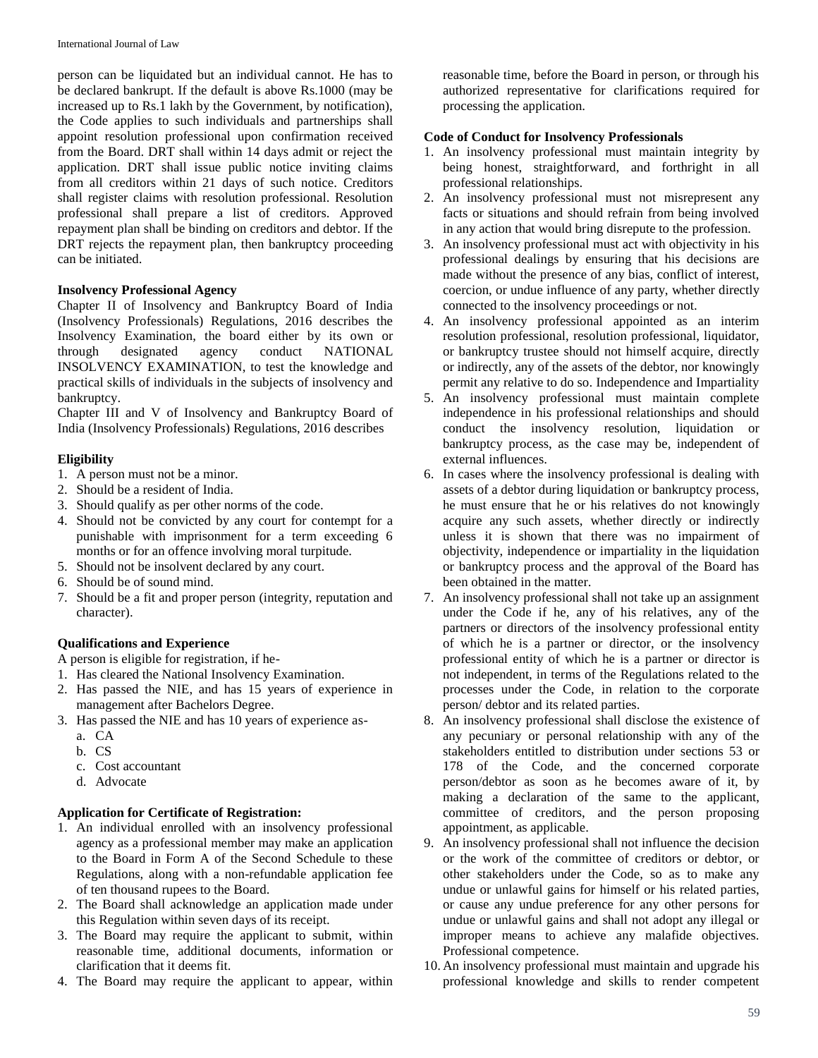person can be liquidated but an individual cannot. He has to be declared bankrupt. If the default is above Rs.1000 (may be increased up to Rs.1 lakh by the Government, by notification), the Code applies to such individuals and partnerships shall appoint resolution professional upon confirmation received from the Board. DRT shall within 14 days admit or reject the application. DRT shall issue public notice inviting claims from all creditors within 21 days of such notice. Creditors shall register claims with resolution professional. Resolution professional shall prepare a list of creditors. Approved repayment plan shall be binding on creditors and debtor. If the DRT rejects the repayment plan, then bankruptcy proceeding can be initiated.

**Insolvency Professional Agency**

Chapter II of Insolvency and Bankruptcy Board of India (Insolvency Professionals) Regulations, 2016 describes the Insolvency Examination, the board either by its own or through designated agency conduct NATIONAL INSOLVENCY EXAMINATION, to test the knowledge and practical skills of individuals in the subjects of insolvency and bankruptcy.

Chapter III and V of Insolvency and Bankruptcy Board of India (Insolvency Professionals) Regulations, 2016 describes

**Eligibility**

1. A person must not be a minor.
2. Should be a resident of India.
3. Should qualify as per other norms of the code.
4. Should not be convicted by any court for contempt for a punishable with imprisonment for a term exceeding 6 months or for an offence involving moral turpitude.
5. Should not be insolvent declared by any court.
6. Should be of sound mind.
7. Should be a fit and proper person (integrity, reputation and character).

**Qualifications and Experience**

A person is eligible for registration, if he-

1. Has cleared the National Insolvency Examination.
2. Has passed the NIE, and has 15 years of experience in management after Bachelors Degree.
3. Has passed the NIE and has 10 years of experience as-
   a. CA
   b. CS
   c. Cost accountant
   d. Advocate

**Application for Certificate of Registration:**

1. An individual enrolled with an insolvency professional agency as a professional member may make an application to the Board in Form A of the Second Schedule to these Regulations, along with a non-refundable application fee of ten thousand rupees to the Board.
2. The Board shall acknowledge an application made under this Regulation within seven days of its receipt.
3. The Board may require the applicant to submit, within reasonable time, additional documents, information or clarification that it deems fit.
4. The Board may require the applicant to appear, within reasonable time, before the Board in person, or through his authorized representative for clarifications required for processing the application.

**Code of Conduct for Insolvency Professionals**

1. An insolvency professional must maintain integrity by being honest, straightforward, and forthright in all professional relationships.
2. An insolvency professional must not misrepresent any facts or situations and should refrain from being involved in any action that would bring disrepute to the profession.
3. An insolvency professional must act with objectivity in his professional dealings by ensuring that his decisions are made without the presence of any bias, conflict of interest, coercion, or undue influence of any party, whether directly connected to the insolvency proceedings or not.
4. An insolvency professional appointed as an interim resolution professional, resolution professional, liquidator, or bankruptcy trustee should not himself acquire, directly or indirectly, any of the assets of the debtor, nor knowingly permit any relative to do so. Independence and Impartiality
5. An insolvency professional must maintain complete independence in his professional relationships and should conduct the insolvency resolution, liquidation or bankruptcy process, as the case may be, independent of external influences.
6. In cases where the insolvency professional is dealing with assets of a debtor during liquidation or bankruptcy process, he must ensure that he or his relatives do not knowingly acquire any such assets, whether directly or indirectly unless it is shown that there was no impairment of objectivity, independence or impartiality in the liquidation or bankruptcy process and the approval of the Board has been obtained in the matter.
7. An insolvency professional shall not take up an assignment under the Code if he, any of his relatives, any of the partners or directors of the insolvency professional entity of which he is a partner or director, or the insolvency professional entity of which he is a partner or director is not independent, in terms of the Regulations related to the processes under the Code, in relation to the corporate person/ debtor and its related parties.
8. An insolvency professional shall disclose the existence of any pecuniary or personal relationship with any of the stakeholders entitled to distribution under sections 53 or 178 of the Code, and the concerned corporate person/debtor as soon as he becomes aware of it, by making a declaration of the same to the applicant, committee of creditors, and the person proposing appointment, as applicable.
9. An insolvency professional shall not influence the decision or the work of the committee of creditors or debtor, or other stakeholders under the Code, so as to make any undue or unlawful gains for himself or his related parties, or cause any undue preference for any other persons for undue or unlawful gains and shall not adopt any illegal or improper means to achieve any malafide objectives. Professional competence.
10. An insolvency professional must maintain and upgrade his professional knowledge and skills to render competent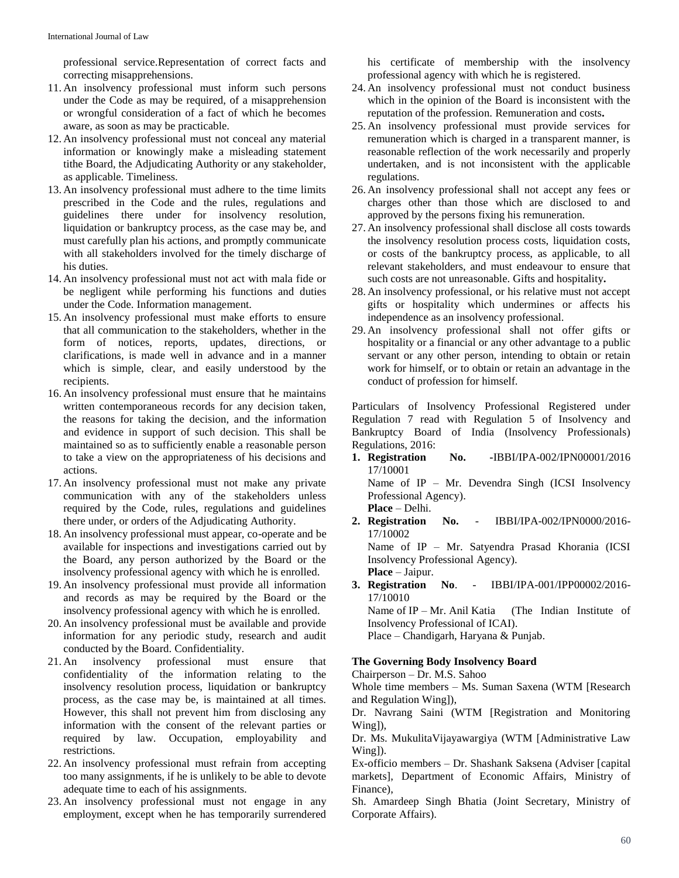professional service.Representation of correct facts and correcting misapprehensions.

11. An insolvency professional must inform such persons under the Code as may be required, of a misapprehension or wrongful consideration of a fact of which he becomes aware, as soon as may be practicable.
12. An insolvency professional must not conceal any material information or knowingly make a misleading statement tithe Board, the Adjudicating Authority or any stakeholder, as applicable. Timeliness.
13. An insolvency professional must adhere to the time limits prescribed in the Code and the rules, regulations and guidelines there under for insolvency resolution, liquidation or bankruptcy process, as the case may be, and must carefully plan his actions, and promptly communicate with all stakeholders involved for the timely discharge of his duties.
14. An insolvency professional must not act with mala fide or be negligent while performing his functions and duties under the Code. Information management.
15. An insolvency professional must make efforts to ensure that all communication to the stakeholders, whether in the form of notices, reports, updates, directions, or clarifications, is made well in advance and in a manner which is simple, clear, and easily understood by the recipients.
16. An insolvency professional must ensure that he maintains written contemporaneous records for any decision taken, the reasons for taking the decision, and the information and evidence in support of such decision. This shall be maintained so as to sufficiently enable a reasonable person to take a view on the appropriateness of his decisions and actions.
17. An insolvency professional must not make any private communication with any of the stakeholders unless required by the Code, rules, regulations and guidelines there under, or orders of the Adjudicating Authority.
18. An insolvency professional must appear, co-operate and be available for inspections and investigations carried out by the Board, any person authorized by the Board or the insolvency professional agency with which he is enrolled.
19. An insolvency professional must provide all information and records as may be required by the Board or the insolvency professional agency with which he is enrolled.
20. An insolvency professional must be available and provide information for any periodic study, research and audit conducted by the Board. Confidentiality.
21. An insolvency professional must ensure that confidentiality of the information relating to the insolvency resolution process, liquidation or bankruptcy process, as the case may be, is maintained at all times. However, this shall not prevent him from disclosing any information with the consent of the relevant parties or required by law. Occupation, employability and restrictions.
22. An insolvency professional must refrain from accepting too many assignments, if he is unlikely to be able to devote adequate time to each of his assignments.
23. An insolvency professional must not engage in any employment, except when he has temporarily surrendered his certificate of membership with the insolvency professional agency with which he is registered.
24. An insolvency professional must not conduct business which in the opinion of the Board is inconsistent with the reputation of the profession. Remuneration and costs**.**
25. An insolvency professional must provide services for remuneration which is charged in a transparent manner, is reasonable reflection of the work necessarily and properly undertaken, and is not inconsistent with the applicable regulations.
26. An insolvency professional shall not accept any fees or charges other than those which are disclosed to and approved by the persons fixing his remuneration.
27. An insolvency professional shall disclose all costs towards the insolvency resolution process costs, liquidation costs, or costs of the bankruptcy process, as applicable, to all relevant stakeholders, and must endeavour to ensure that such costs are not unreasonable. Gifts and hospitality**.**
28. An insolvency professional, or his relative must not accept gifts or hospitality which undermines or affects his independence as an insolvency professional.
29. An insolvency professional shall not offer gifts or hospitality or a financial or any other advantage to a public servant or any other person, intending to obtain or retain work for himself, or to obtain or retain an advantage in the conduct of profession for himself.

Particulars of Insolvency Professional Registered under Regulation 7 read with Regulation 5 of Insolvency and Bankruptcy Board of India (Insolvency Professionals) Regulations, 2016:

1. **Registration No.** -IBBI/IPA-002/IPN00001/2016 17/10001
   Name of IP – Mr. Devendra Singh (ICSI Insolvency Professional Agency).
   **Place** – Delhi.
2. **Registration No.** - IBBI/IPA-002/IPN0000/2016-17/10002
   Name of IP – Mr. Satyendra Prasad Khorania (ICSI Insolvency Professional Agency).
   **Place** – Jaipur.
3. **Registration No**. - IBBI/IPA-001/IPP00002/2016-17/10010
   Name of IP – Mr. Anil Katia (The Indian Institute of Insolvency Professional of ICAI).
   Place – Chandigarh, Haryana & Punjab.

**The Governing Body Insolvency Board**

Chairperson – Dr. M.S. Sahoo

Whole time members – Ms. Suman Saxena (WTM [Research and Regulation Wing]),

Dr. Navrang Saini (WTM [Registration and Monitoring Wing]),

Dr. Ms. MukulitaVijayawargiya (WTM [Administrative Law Wing]).

Ex-officio members – Dr. Shashank Saksena (Adviser [capital markets], Department of Economic Affairs, Ministry of Finance),

Sh. Amardeep Singh Bhatia (Joint Secretary, Ministry of Corporate Affairs).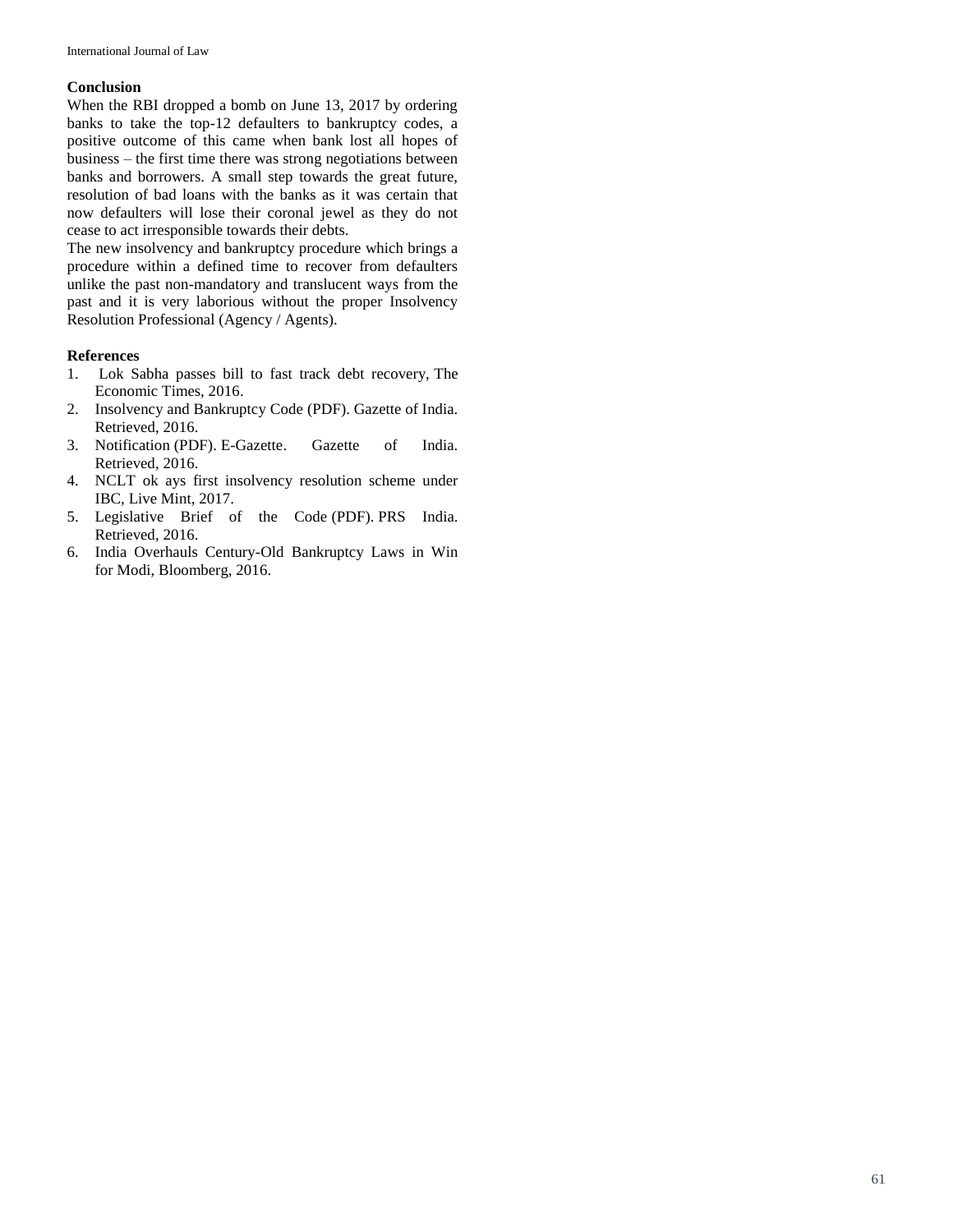## Conclusion

When the RBI dropped a bomb on June 13, 2017 by ordering banks to take the top-12 defaulters to bankruptcy codes, a positive outcome of this came when bank lost all hopes of business – the first time there was strong negotiations between banks and borrowers. A small step towards the great future, resolution of bad loans with the banks as it was certain that now defaulters will lose their coronal jewel as they do not cease to act irresponsible towards their debts.

The new insolvency and bankruptcy procedure which brings a procedure within a defined time to recover from defaulters unlike the past non-mandatory and translucent ways from the past and it is very laborious without the proper Insolvency Resolution Professional (Agency / Agents).

## References

1. Lok Sabha passes bill to fast track debt recovery, The Economic Times, 2016.
2. Insolvency and Bankruptcy Code (PDF). Gazette of India. Retrieved, 2016.
3. Notification (PDF). E-Gazette. Gazette of India. Retrieved, 2016.
4. NCLT ok ays first insolvency resolution scheme under IBC, Live Mint, 2017.
5. Legislative Brief of the Code (PDF). PRS India. Retrieved, 2016.
6. India Overhauls Century-Old Bankruptcy Laws in Win for Modi, Bloomberg, 2016.